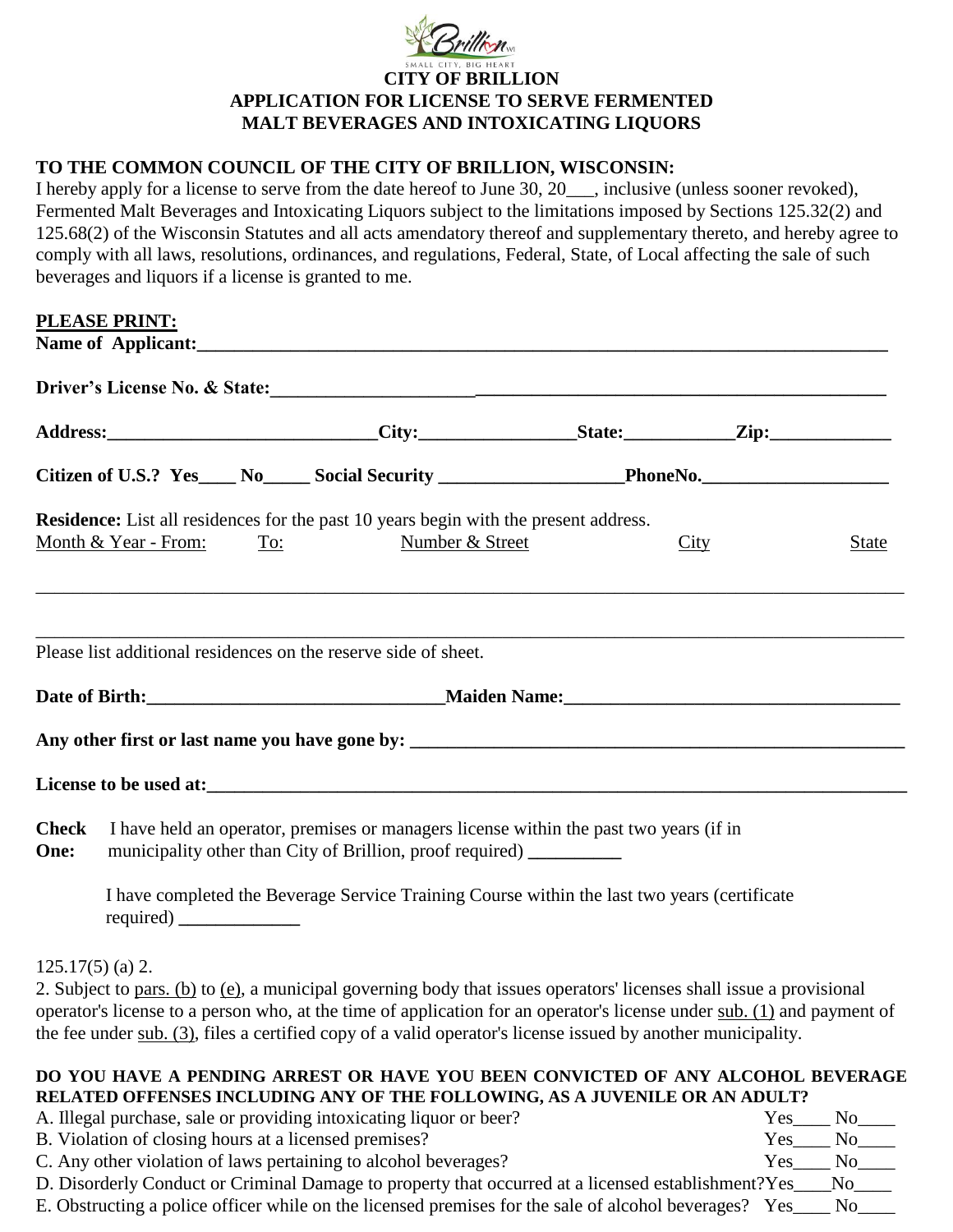**CITY OF BRILLION**
**APPLICATION FOR LICENSE TO SERVE FERMENTED MALT BEVERAGES AND INTOXICATING LIQUORS**

**TO THE COMMON COUNCIL OF THE CITY OF BRILLION, WISCONSIN:**
I hereby apply for a license to serve from the date hereof to June 30, 20___, inclusive (unless sooner revoked), Fermented Malt Beverages and Intoxicating Liquors subject to the limitations imposed by Sections 125.32(2) and 125.68(2) of the Wisconsin Statutes and all acts amendatory thereof and supplementary thereto, and hereby agree to comply with all laws, resolutions, ordinances, and regulations, Federal, State, of Local affecting the sale of such beverages and liquors if a license is granted to me.

**PLEASE PRINT:**

**Name of Applicant:**_______________________________________________

**Driver's License No. & State:**_______________________________________________

**Address:**______________________ **City:**_______________ **State:**__________ **Zip:**____________

**Citizen of U.S.? Yes____ No_____ Social Security** __________________ **PhoneNo.**__________________

**Residence:** List all residences for the past 10 years begin with the present address.

| Month & Year - From: | To: | Number & Street | City | State |
|---|---|---|---|---|
| | | | | |
| | | | | |

Please list additional residences on the reserve side of sheet.

**Date of Birth:**______________________________ **Maiden Name:**______________________________

**Any other first or last name you have gone by:** ______________________________________________

**License to be used at:**_______________________________________________

**Check One:** I have held an operator, premises or managers license within the past two years (if in municipality other than City of Brillion, proof required) __________

I have completed the Beverage Service Training Course within the last two years (certificate required) _____________

125.17(5) (a) 2.
2. Subject to pars. (b) to (e), a municipal governing body that issues operators' licenses shall issue a provisional operator's license to a person who, at the time of application for an operator's license under sub. (1) and payment of the fee under sub. (3), files a certified copy of a valid operator's license issued by another municipality.

**DO YOU HAVE A PENDING ARREST OR HAVE YOU BEEN CONVICTED OF ANY ALCOHOL BEVERAGE RELATED OFFENSES INCLUDING ANY OF THE FOLLOWING, AS A JUVENILE OR AN ADULT?**

A. Illegal purchase, sale or providing intoxicating liquor or beer? Yes____ No____
B. Violation of closing hours at a licensed premises? Yes____ No____
C. Any other violation of laws pertaining to alcohol beverages? Yes____ No____
D. Disorderly Conduct or Criminal Damage to property that occurred at a licensed establishment? Yes____ No____
E. Obstructing a police officer while on the licensed premises for the sale of alcohol beverages? Yes____ No____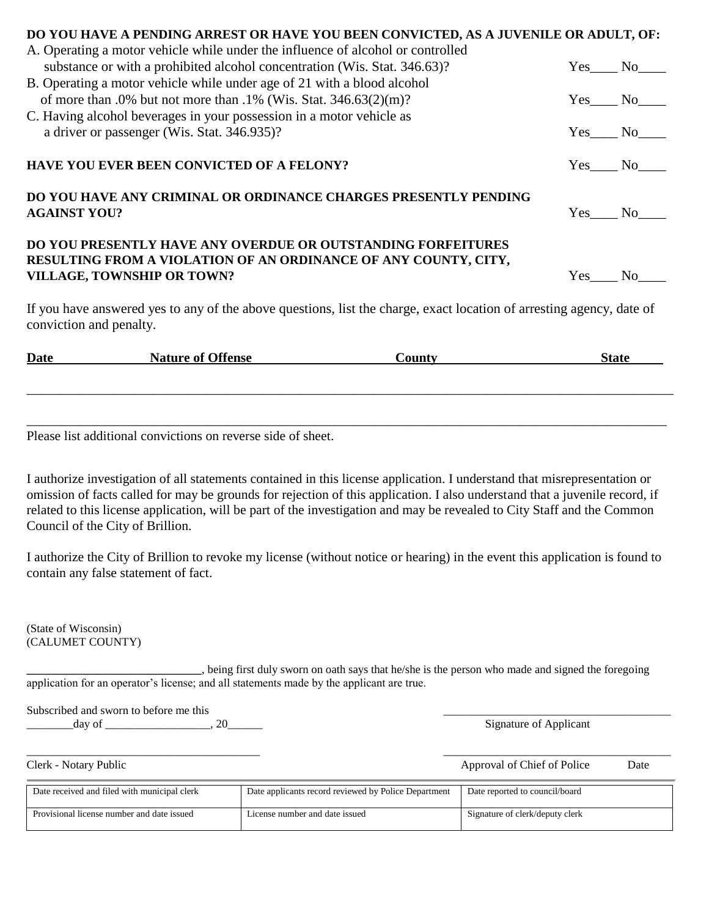**DO YOU HAVE A PENDING ARREST OR HAVE YOU BEEN CONVICTED, AS A JUVENILE OR ADULT, OF:**

A. Operating a motor vehicle while under the influence of alcohol or controlled substance or with a prohibited alcohol concentration (Wis. Stat. 346.63)? Yes____ No____

B. Operating a motor vehicle while under age of 21 with a blood alcohol of more than .0% but not more than .1% (Wis. Stat. 346.63(2)(m)? Yes____ No____

C. Having alcohol beverages in your possession in a motor vehicle as a driver or passenger (Wis. Stat. 346.935)? Yes____ No____

**HAVE YOU EVER BEEN CONVICTED OF A FELONY?** Yes____ No____

**DO YOU HAVE ANY CRIMINAL OR ORDINANCE CHARGES PRESENTLY PENDING AGAINST YOU?** Yes____ No____

**DO YOU PRESENTLY HAVE ANY OVERDUE OR OUTSTANDING FORFEITURES RESULTING FROM A VIOLATION OF AN ORDINANCE OF ANY COUNTY, CITY, VILLAGE, TOWNSHIP OR TOWN?** Yes____ No____

If you have answered yes to any of the above questions, list the charge, exact location of arresting agency, date of conviction and penalty.

| Date | Nature of Offense | County | State |
|---|---|---|---|
| | | | |
| | | | |

Please list additional convictions on reverse side of sheet.

I authorize investigation of all statements contained in this license application. I understand that misrepresentation or omission of facts called for may be grounds for rejection of this application. I also understand that a juvenile record, if related to this license application, will be part of the investigation and may be revealed to City Staff and the Common Council of the City of Brillion.

I authorize the City of Brillion to revoke my license (without notice or hearing) in the event this application is found to contain any false statement of fact.

(State of Wisconsin)
(CALUMET COUNTY)

____________________________, being first duly sworn on oath says that he/she is the person who made and signed the foregoing application for an operator's license; and all statements made by the applicant are true.

Subscribed and sworn to before me this
________day of __________________, 20______

______________________________________
Signature of Applicant

______________________________________
Clerk - Notary Public

______________________________________
Approval of Chief of Police Date

| | | |
|---|---|---|
| Date received and filed with municipal clerk | Date applicants record reviewed by Police Department | Date reported to council/board |
| Provisional license number and date issued | License number and date issued | Signature of clerk/deputy clerk |